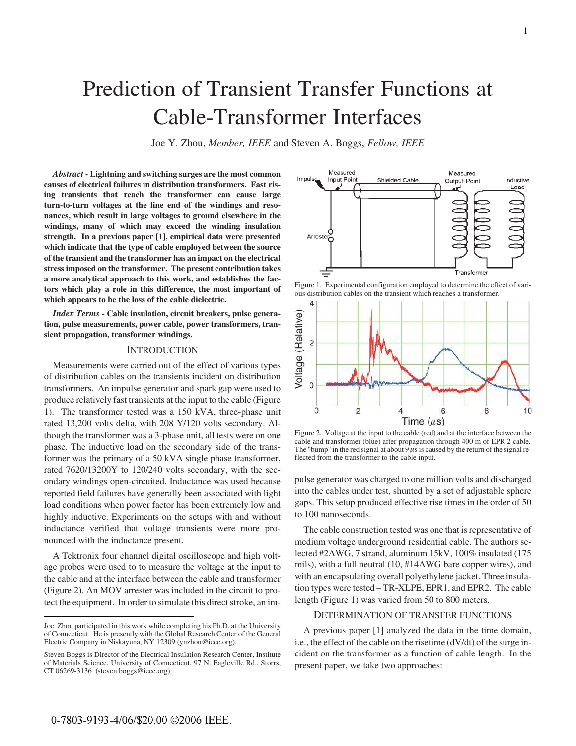# Prediction of Transient Transfer Functions at Cable-Transformer Interfaces

Joe Y. Zhou, *Member, IEEE* and Steven A. Boggs, *Fellow, IEEE*

***Abstract* - Lightning and switching surges are the most common causes of electrical failures in distribution transformers. Fast rising transients that reach the transformer can cause large turn-to-turn voltages at the line end of the windings and resonances, which result in large voltages to ground elsewhere in the windings, many of which may exceed the winding insulation strength. In a previous paper [1], empirical data were presented which indicate that the type of cable employed between the source of the transient and the transformer has an impact on the electrical stress imposed on the transformer. The present contribution takes a more analytical approach to this work, and establishes the factors which play a role in this difference, the most important of which appears to be the loss of the cable dielectric.**

***Index Terms* - Cable insulation, circuit breakers, pulse generation, pulse measurements, power cable, power transformers, transient propagation, transformer windings.**

## INTRODUCTION

Measurements were carried out of the effect of various types of distribution cables on the transients incident on distribution transformers. An impulse generator and spark gap were used to produce relatively fast transients at the input to the cable (Figure 1). The transformer tested was a 150 kVA, three-phase unit rated 13,200 volts delta, with 208 Y/120 volts secondary. Although the transformer was a 3-phase unit, all tests were on one phase. The inductive load on the secondary side of the transformer was the primary of a 50 kVA single phase transformer, rated 7620/13200Y to 120/240 volts secondary, with the secondary windings open-circuited. Inductance was used because reported field failures have generally been associated with light load conditions when power factor has been extremely low and highly inductive. Experiments on the setups with and without inductance verified that voltage transients were more pronounced with the inductance present.

A Tektronix four channel digital oscilloscope and high voltage probes were used to to measure the voltage at the input to the cable and at the interface between the cable and transformer (Figure 2). An MOV arrester was included in the circuit to protect the equipment. In order to simulate this direct stroke, an impulse generator was charged to one million volts and discharged into the cables under test, shunted by a set of adjustable sphere gaps. This setup produced effective rise times in the order of 50 to 100 nanoseconds.

Figure 1. Experimental configuration employed to determine the effect of various distribution cables on the transient which reaches a transformer.

Figure 2. Voltage at the input to the cable (red) and at the interface between the cable and transformer (blue) after propagation through 400 m of EPR 2 cable. The "bump" in the red signal at about 9 $\mu$s is caused by the return of the signal reflected from the transformer to the cable input.

The cable construction tested was one that is representative of medium voltage underground residential cable. The authors selected #2AWG, 7 strand, aluminum 15kV, 100% insulated (175 mils), with a full neutral (10, #14AWG bare copper wires), and with an encapsulating overall polyethylene jacket. Three insulation types were tested – TR-XLPE, EPR1, and EPR2. The cable length (Figure 1) was varied from 50 to 800 meters.

## DETERMINATION OF TRANSFER FUNCTIONS

A previous paper [1] analyzed the data in the time domain, i.e., the effect of the cable on the risetime (dV/dt) of the surge incident on the transformer as a function of cable length. In the present paper, we take two approaches:

---

Joe Zhou participated in this work while completing his Ph.D. at the University of Connecticut. He is presently with the Global Research Center of the General Electric Company in Niskayuna, NY 12309 (ynzhou@ieee.org).

Steven Boggs is Director of the Electrical Insulation Research Center, Institute of Materials Science, University of Connecticut, 97 N. Eagleville Rd., Storrs, CT 06269-3136 (steven.boggs@ieee.org)

0-7803-9193-4/06/$20.00 ©2006 IEEE.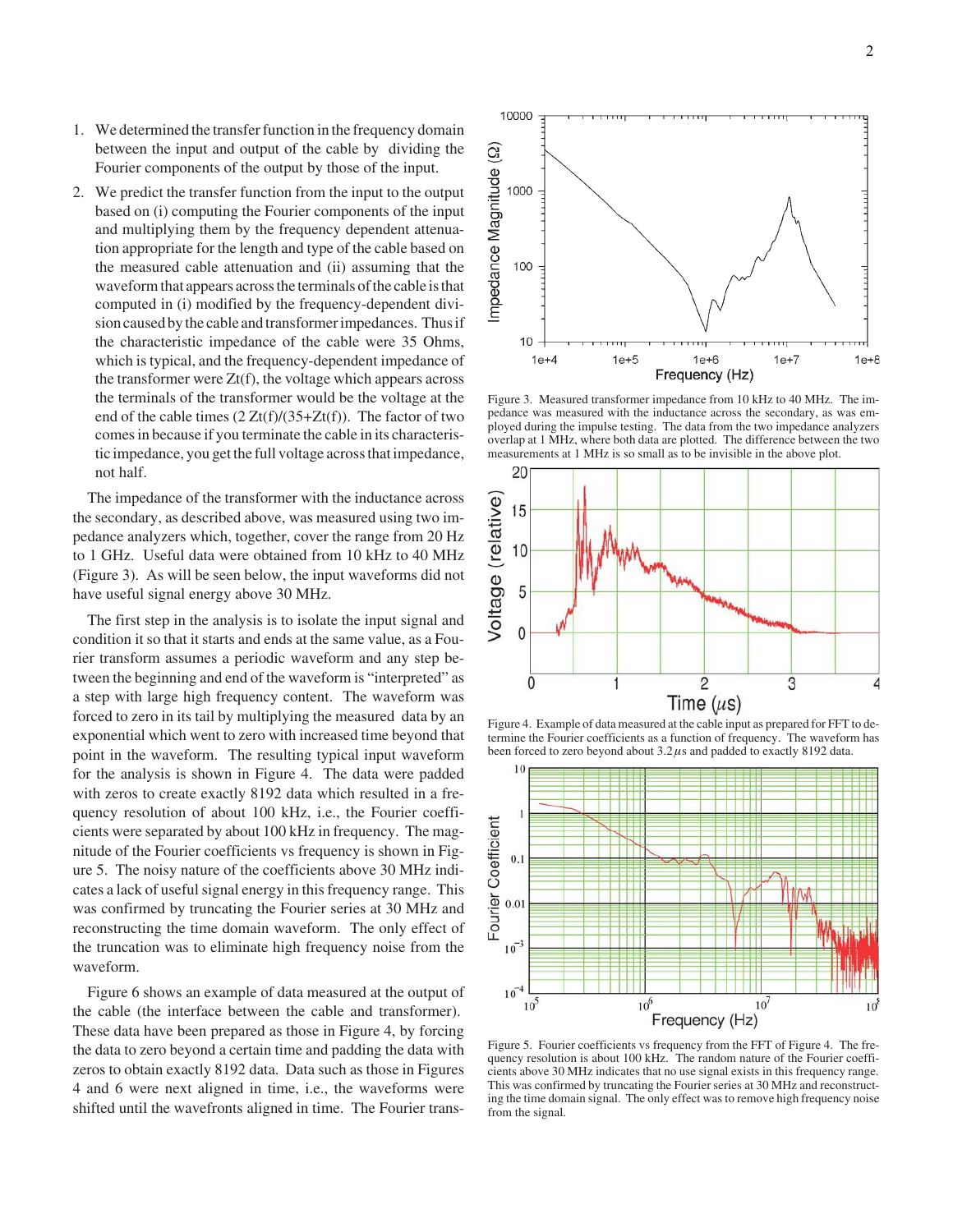1. We determined the transfer function in the frequency domain between the input and output of the cable by dividing the Fourier components of the output by those of the input.
2. We predict the transfer function from the input to the output based on (i) computing the Fourier components of the input and multiplying them by the frequency dependent attenuation appropriate for the length and type of the cable based on the measured cable attenuation and (ii) assuming that the waveform that appears across the terminals of the cable is that computed in (i) modified by the frequency-dependent division caused by the cable and transformer impedances. Thus if the characteristic impedance of the cable were 35 Ohms, which is typical, and the frequency-dependent impedance of the transformer were Zt(f), the voltage which appears across the terminals of the transformer would be the voltage at the end of the cable times (2 Zt(f)/(35+Zt(f)). The factor of two comes in because if you terminate the cable in its characteristic impedance, you get the full voltage across that impedance, not half.

The impedance of the transformer with the inductance across the secondary, as described above, was measured using two impedance analyzers which, together, cover the range from 20 Hz to 1 GHz. Useful data were obtained from 10 kHz to 40 MHz (Figure 3). As will be seen below, the input waveforms did not have useful signal energy above 30 MHz.

The first step in the analysis is to isolate the input signal and condition it so that it starts and ends at the same value, as a Fourier transform assumes a periodic waveform and any step between the beginning and end of the waveform is "interpreted" as a step with large high frequency content. The waveform was forced to zero in its tail by multiplying the measured data by an exponential which went to zero with increased time beyond that point in the waveform. The resulting typical input waveform for the analysis is shown in Figure 4. The data were padded with zeros to create exactly 8192 data which resulted in a frequency resolution of about 100 kHz, i.e., the Fourier coefficients were separated by about 100 kHz in frequency. The magnitude of the Fourier coefficients vs frequency is shown in Figure 5. The noisy nature of the coefficients above 30 MHz indicates a lack of useful signal energy in this frequency range. This was confirmed by truncating the Fourier series at 30 MHz and reconstructing the time domain waveform. The only effect of the truncation was to eliminate high frequency noise from the waveform.

Figure 6 shows an example of data measured at the output of the cable (the interface between the cable and transformer). These data have been prepared as those in Figure 4, by forcing the data to zero beyond a certain time and padding the data with zeros to obtain exactly 8192 data. Data such as those in Figures 4 and 6 were next aligned in time, i.e., the waveforms were shifted until the wavefronts aligned in time. The Fourier trans-

Figure 3. Measured transformer impedance from 10 kHz to 40 MHz. The impedance was measured with the inductance across the secondary, as was employed during the impulse testing. The data from the two impedance analyzers overlap at 1 MHz, where both data are plotted. The difference between the two measurements at 1 MHz is so small as to be invisible in the above plot.

Figure 4. Example of data measured at the cable input as prepared for FFT to determine the Fourier coefficients as a function of frequency. The waveform has been forced to zero beyond about 3.2 $\mu$s and padded to exactly 8192 data.

Figure 5. Fourier coefficients vs frequency from the FFT of Figure 4. The frequency resolution is about 100 kHz. The random nature of the Fourier coefficients above 30 MHz indicates that no use signal exists in this frequency range. This was confirmed by truncating the Fourier series at 30 MHz and reconstructing the time domain signal. The only effect was to remove high frequency noise from the signal.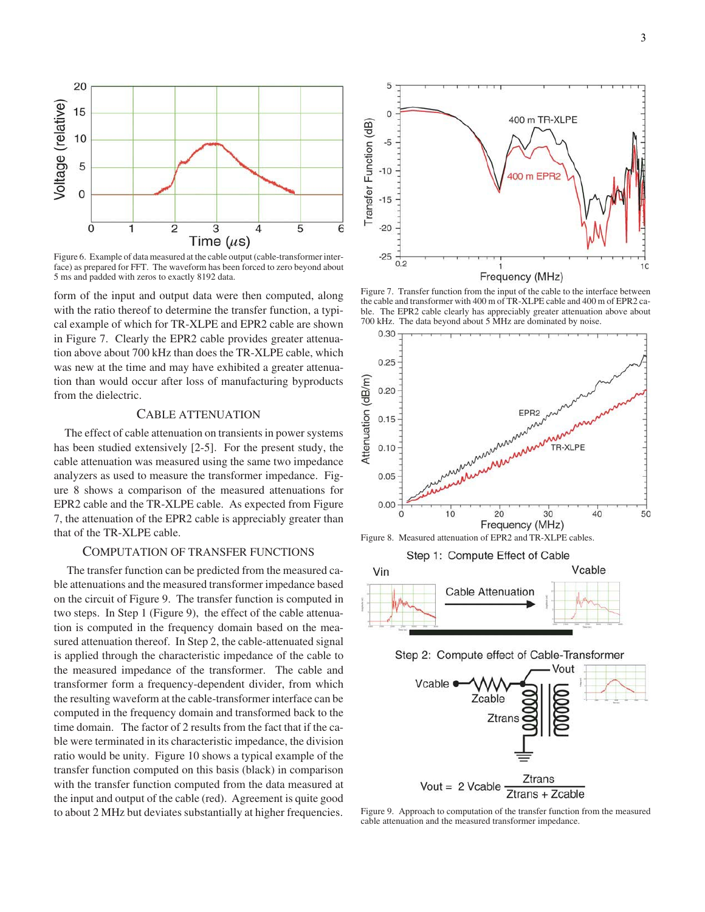Figure 6. Example of data measured at the cable output (cable-transformer interface) as prepared for FFT. The waveform has been forced to zero beyond about 5 ms and padded with zeros to exactly 8192 data.

form of the input and output data were then computed, along with the ratio thereof to determine the transfer function, a typical example of which for TR-XLPE and EPR2 cable are shown in Figure 7. Clearly the EPR2 cable provides greater attenuation above about 700 kHz than does the TR-XLPE cable, which was new at the time and may have exhibited a greater attenuation than would occur after loss of manufacturing byproducts from the dielectric.

## CABLE ATTENUATION

The effect of cable attenuation on transients in power systems has been studied extensively [2-5]. For the present study, the cable attenuation was measured using the same two impedance analyzers as used to measure the transformer impedance. Figure 8 shows a comparison of the measured attenuations for EPR2 cable and the TR-XLPE cable. As expected from Figure 7, the attenuation of the EPR2 cable is appreciably greater than that of the TR-XLPE cable.

## COMPUTATION OF TRANSFER FUNCTIONS

The transfer function can be predicted from the measured cable attenuations and the measured transformer impedance based on the circuit of Figure 9. The transfer function is computed in two steps. In Step 1 (Figure 9), the effect of the cable attenuation is computed in the frequency domain based on the measured attenuation thereof. In Step 2, the cable-attenuated signal is applied through the characteristic impedance of the cable to the measured impedance of the transformer. The cable and transformer form a frequency-dependent divider, from which the resulting waveform at the cable-transformer interface can be computed in the frequency domain and transformed back to the time domain. The factor of 2 results from the fact that if the cable were terminated in its characteristic impedance, the division ratio would be unity. Figure 10 shows a typical example of the transfer function computed on this basis (black) in comparison with the transfer function computed from the data measured at the input and output of the cable (red). Agreement is quite good to about 2 MHz but deviates substantially at higher frequencies.

Figure 7. Transfer function from the input of the cable to the interface between the cable and transformer with 400 m of TR-XLPE cable and 400 m of EPR2 cable. The EPR2 cable clearly has appreciably greater attenuation above about 700 kHz. The data beyond about 5 MHz are dominated by noise.

Figure 8. Measured attenuation of EPR2 and TR-XLPE cables.

$$V_{out} = 2\,V_{cable}\,\frac{Z_{trans}}{Z_{trans} + Z_{cable}}$$

Figure 9. Approach to computation of the transfer function from the measured cable attenuation and the measured transformer impedance.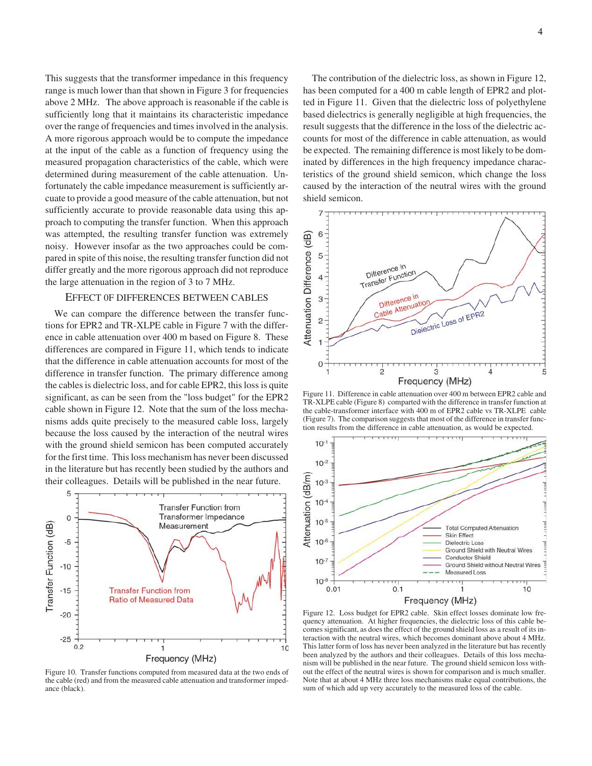This suggests that the transformer impedance in this frequency range is much lower than that shown in Figure 3 for frequencies above 2 MHz. The above approach is reasonable if the cable is sufficiently long that it maintains its characteristic impedance over the range of frequencies and times involved in the analysis. A more rigorous approach would be to compute the impedance at the input of the cable as a function of frequency using the measured propagation characteristics of the cable, which were determined during measurement of the cable attenuation. Unfortunately the cable impedance measurement is sufficiently arcuate to provide a good measure of the cable attenuation, but not sufficiently accurate to provide reasonable data using this approach to computing the transfer function. When this approach was attempted, the resulting transfer function was extremely noisy. However insofar as the two approaches could be compared in spite of this noise, the resulting transfer function did not differ greatly and the more rigorous approach did not reproduce the large attenuation in the region of 3 to 7 MHz.

## EFFECT 0F DIFFERENCES BETWEEN CABLES

We can compare the difference between the transfer functions for EPR2 and TR-XLPE cable in Figure 7 with the difference in cable attenuation over 400 m based on Figure 8. These differences are compared in Figure 11, which tends to indicate that the difference in cable attenuation accounts for most of the difference in transfer function. The primary difference among the cables is dielectric loss, and for cable EPR2, this loss is quite significant, as can be seen from the "loss budget" for the EPR2 cable shown in Figure 12. Note that the sum of the loss mechanisms adds quite precisely to the measured cable loss, largely because the loss caused by the interaction of the neutral wires with the ground shield semicon has been computed accurately for the first time. This loss mechanism has never been discussed in the literature but has recently been studied by the authors and their colleagues. Details will be published in the near future.

Figure 10. Transfer functions computed from measured data at the two ends of the cable (red) and from the measured cable attenuation and transformer impedance (black).

The contribution of the dielectric loss, as shown in Figure 12, has been computed for a 400 m cable length of EPR2 and plotted in Figure 11. Given that the dielectric loss of polyethylene based dielectrics is generally negligible at high frequencies, the result suggests that the difference in the loss of the dielectric accounts for most of the difference in cable attenuation, as would be expected. The remaining difference is most likely to be dominated by differences in the high frequency impedance characteristics of the ground shield semicon, which change the loss caused by the interaction of the neutral wires with the ground shield semicon.

Figure 11. Difference in cable attenuation over 400 m between EPR2 cable and TR-XLPE cable (Figure 8) comparted with the difference in transfer function at the cable-transformer interface with 400 m of EPR2 cable vs TR-XLPE cable (Figure 7). The comparison suggests that most of the difference in transfer function results from the difference in cable attenuation, as would be expected.

Figure 12. Loss budget for EPR2 cable. Skin effect losses dominate low frequency attenuation. At higher frequencies, the dielectric loss of this cable becomes significant, as does the effect of the ground shield loss as a result of its interaction with the neutral wires, which becomes dominant above about 4 MHz. This latter form of loss has never been analyzed in the literature but has recently been analyzed by the authors and their colleagues. Details of this loss mechanism will be published in the near future. The ground shield semicon loss without the effect of the neutral wires is shown for comparison and is much smaller. Note that at about 4 MHz three loss mechanisms make equal contributions, the sum of which add up very accurately to the measured loss of the cable.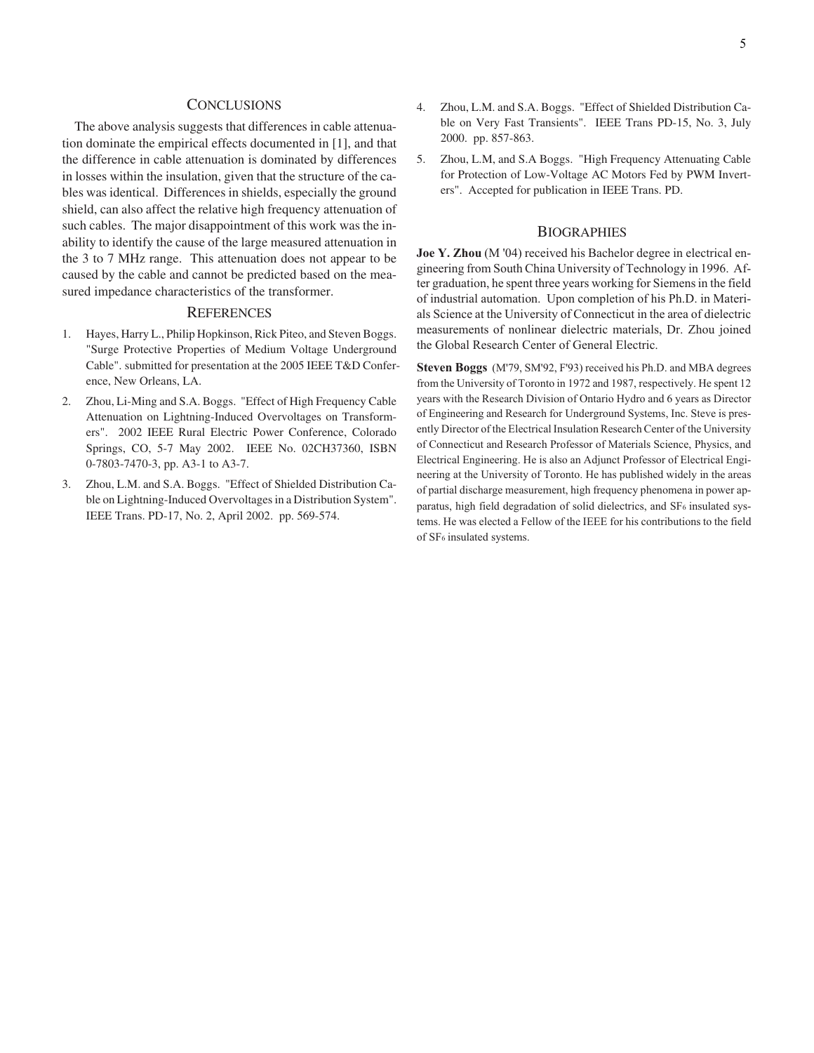## CONCLUSIONS

The above analysis suggests that differences in cable attenuation dominate the empirical effects documented in [1], and that the difference in cable attenuation is dominated by differences in losses within the insulation, given that the structure of the cables was identical. Differences in shields, especially the ground shield, can also affect the relative high frequency attenuation of such cables. The major disappointment of this work was the inability to identify the cause of the large measured attenuation in the 3 to 7 MHz range. This attenuation does not appear to be caused by the cable and cannot be predicted based on the measured impedance characteristics of the transformer.

## REFERENCES

1. Hayes, Harry L., Philip Hopkinson, Rick Piteo, and Steven Boggs. "Surge Protective Properties of Medium Voltage Underground Cable". submitted for presentation at the 2005 IEEE T&D Conference, New Orleans, LA.
2. Zhou, Li-Ming and S.A. Boggs. "Effect of High Frequency Cable Attenuation on Lightning-Induced Overvoltages on Transformers". 2002 IEEE Rural Electric Power Conference, Colorado Springs, CO, 5-7 May 2002. IEEE No. 02CH37360, ISBN 0-7803-7470-3, pp. A3-1 to A3-7.
3. Zhou, L.M. and S.A. Boggs. "Effect of Shielded Distribution Cable on Lightning-Induced Overvoltages in a Distribution System". IEEE Trans. PD-17, No. 2, April 2002. pp. 569-574.
4. Zhou, L.M. and S.A. Boggs. "Effect of Shielded Distribution Cable on Very Fast Transients". IEEE Trans PD-15, No. 3, July 2000. pp. 857-863.
5. Zhou, L.M, and S.A Boggs. "High Frequency Attenuating Cable for Protection of Low-Voltage AC Motors Fed by PWM Inverters". Accepted for publication in IEEE Trans. PD.

## BIOGRAPHIES

**Joe Y. Zhou** (M '04) received his Bachelor degree in electrical engineering from South China University of Technology in 1996. After graduation, he spent three years working for Siemens in the field of industrial automation. Upon completion of his Ph.D. in Materials Science at the University of Connecticut in the area of dielectric measurements of nonlinear dielectric materials, Dr. Zhou joined the Global Research Center of General Electric.

**Steven Boggs** (M'79, SM'92, F'93) received his Ph.D. and MBA degrees from the University of Toronto in 1972 and 1987, respectively. He spent 12 years with the Research Division of Ontario Hydro and 6 years as Director of Engineering and Research for Underground Systems, Inc. Steve is presently Director of the Electrical Insulation Research Center of the University of Connecticut and Research Professor of Materials Science, Physics, and Electrical Engineering. He is also an Adjunct Professor of Electrical Engineering at the University of Toronto. He has published widely in the areas of partial discharge measurement, high frequency phenomena in power apparatus, high field degradation of solid dielectrics, and $SF_6$ insulated systems. He was elected a Fellow of the IEEE for his contributions to the field of $SF_6$ insulated systems.